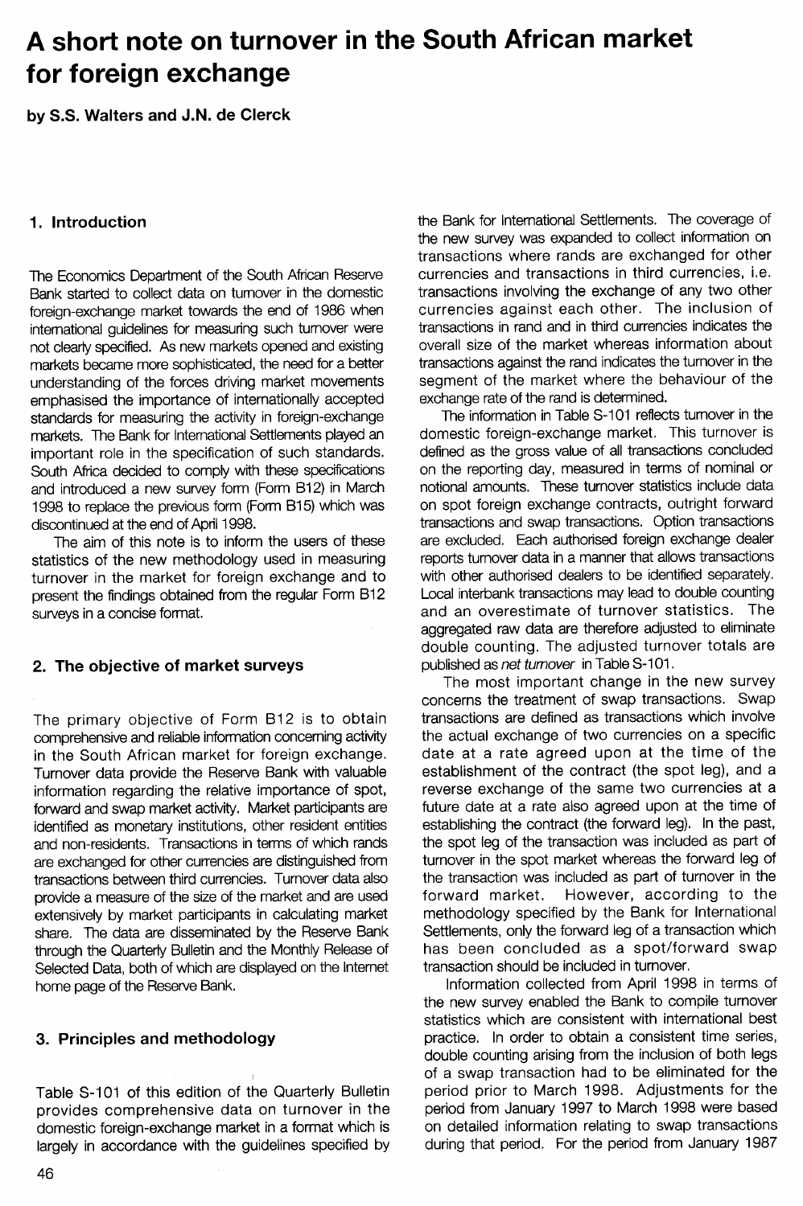# A short note on turnover in the South African market for foreign exchange

**by S.S. Walters and J.N. de Clerck**

## 1. Introduction

The Economics Department of the South African Reserve Bank started to collect data on turnover in the domestic foreign-exchange market towards the end of 1986 when international guidelines for measuring such turnover were not clearly specified. As new markets opened and existing markets became more sophisticated, the need for a better understanding of the forces driving market movements emphasised the importance of internationally accepted standards for measuring the activity in foreign-exchange markets. The Bank for International Settlements played an important role in the specification of such standards. South Africa decided to comply with these specifications and introduced a new survey form (Form B12) in March 1998 to replace the previous form (Form B15) which was discontinued at the end of April 1998.

The aim of this note is to inform the users of these statistics of the new methodology used in measuring turnover in the market for foreign exchange and to present the findings obtained from the regular Form B12 surveys in a concise format.

## 2. The objective of market surveys

The primary objective of Form B12 is to obtain comprehensive and reliable information concerning activity in the South African market for foreign exchange. Turnover data provide the Reserve Bank with valuable information regarding the relative importance of spot, forward and swap market activity. Market participants are identified as monetary institutions, other resident entities and non-residents. Transactions in terms of which rands are exchanged for other currencies are distinguished from transactions between third currencies. Turnover data also provide a measure of the size of the market and are used extensively by market participants in calculating market share. The data are disseminated by the Reserve Bank through the Quarterly Bulletin and the Monthly Release of Selected Data, both of which are displayed on the Internet home page of the Reserve Bank.

## 3. Principles and methodology

Table S-101 of this edition of the Quarterly Bulletin provides comprehensive data on turnover in the domestic foreign-exchange market in a format which is largely in accordance with the guidelines specified by the Bank for International Settlements. The coverage of the new survey was expanded to collect information on transactions where rands are exchanged for other currencies and transactions in third currencies, i.e. transactions involving the exchange of any two other currencies against each other. The inclusion of transactions in rand and in third currencies indicates the overall size of the market whereas information about transactions against the rand indicates the turnover in the segment of the market where the behaviour of the exchange rate of the rand is determined.

The information in Table S-101 reflects turnover in the domestic foreign-exchange market. This turnover is defined as the gross value of all transactions concluded on the reporting day, measured in terms of nominal or notional amounts. These turnover statistics include data on spot foreign exchange contracts, outright forward transactions and swap transactions. Option transactions are excluded. Each authorised foreign exchange dealer reports turnover data in a manner that allows transactions with other authorised dealers to be identified separately. Local interbank transactions may lead to double counting and an overestimate of turnover statistics. The aggregated raw data are therefore adjusted to eliminate double counting. The adjusted turnover totals are published as *net turnover* in Table S-101.

The most important change in the new survey concerns the treatment of swap transactions. Swap transactions are defined as transactions which involve the actual exchange of two currencies on a specific date at a rate agreed upon at the time of the establishment of the contract (the spot leg), and a reverse exchange of the same two currencies at a future date at a rate also agreed upon at the time of establishing the contract (the forward leg). In the past, the spot leg of the transaction was included as part of turnover in the spot market whereas the forward leg of the transaction was included as part of turnover in the forward market. However, according to the methodology specified by the Bank for International Settlements, only the forward leg of a transaction which has been concluded as a spot/forward swap transaction should be included in turnover.

Information collected from April 1998 in terms of the new survey enabled the Bank to compile turnover statistics which are consistent with international best practice. In order to obtain a consistent time series, double counting arising from the inclusion of both legs of a swap transaction had to be eliminated for the period prior to March 1998. Adjustments for the period from January 1997 to March 1998 were based on detailed information relating to swap transactions during that period. For the period from January 1987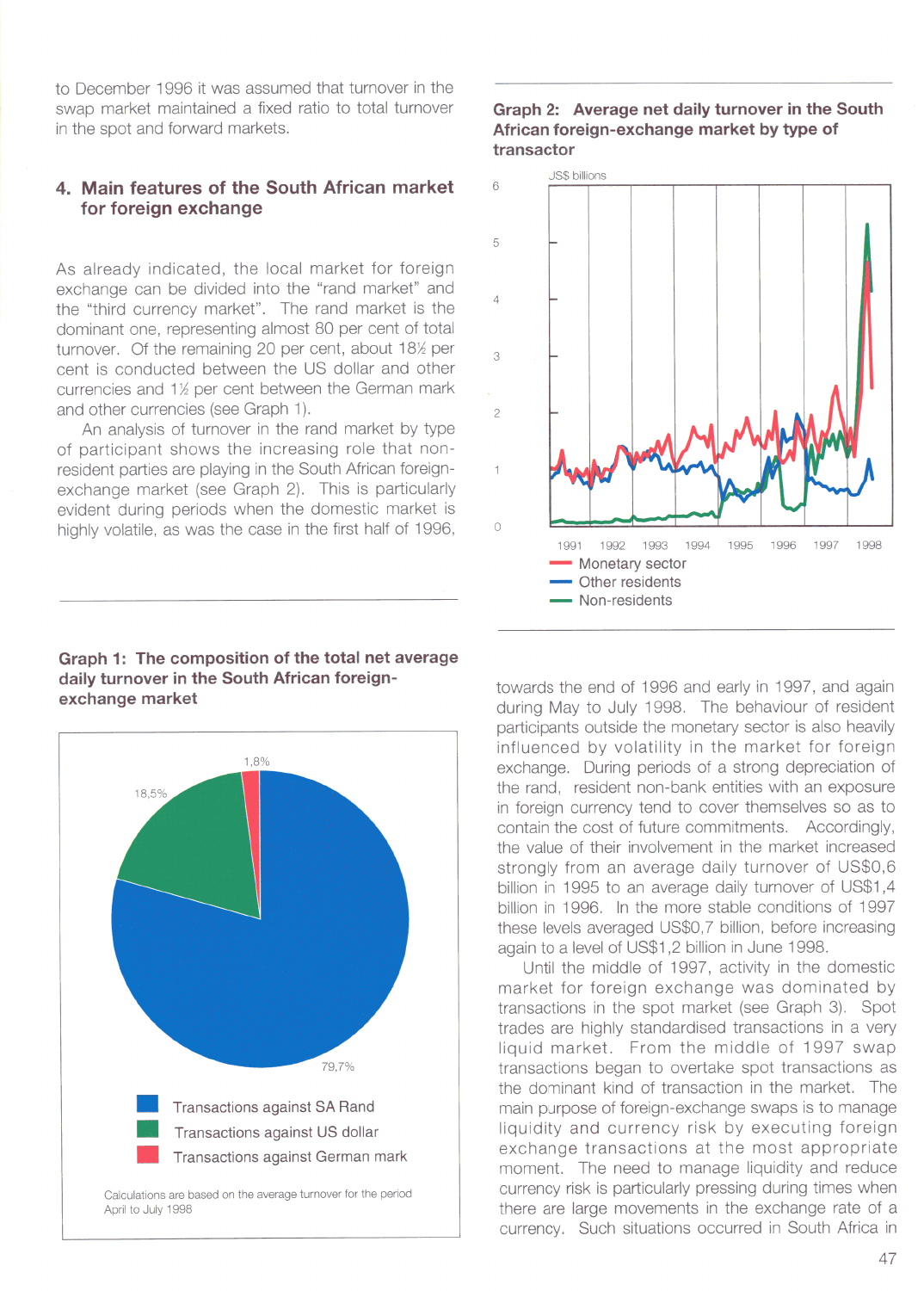to December 1996 it was assumed that turnover in the swap market maintained a fixed ratio to total turnover in the spot and forward markets.

## 4. Main features of the South African market for foreign exchange

As already indicated, the local market for foreign exchange can be divided into the "rand market" and the "third currency market". The rand market is the dominant one, representing almost 80 per cent of total turnover. Of the remaining 20 per cent, about 18½ per cent is conducted between the US dollar and other currencies and 1½ per cent between the German mark and other currencies (see Graph 1).

An analysis of turnover in the rand market by type of participant shows the increasing role that non-resident parties are playing in the South African foreign-exchange market (see Graph 2). This is particularly evident during periods when the domestic market is highly volatile, as was the case in the first half of 1996, towards the end of 1996 and early in 1997, and again during May to July 1998. The behaviour of resident participants outside the monetary sector is also heavily influenced by volatility in the market for foreign exchange. During periods of a strong depreciation of the rand, resident non-bank entities with an exposure in foreign currency tend to cover themselves so as to contain the cost of future commitments. Accordingly, the value of their involvement in the market increased strongly from an average daily turnover of US$0,6 billion in 1995 to an average daily turnover of US$1,4 billion in 1996. In the more stable conditions of 1997 these levels averaged US$0,7 billion, before increasing again to a level of US$1,2 billion in June 1998.

Until the middle of 1997, activity in the domestic market for foreign exchange was dominated by transactions in the spot market (see Graph 3). Spot trades are highly standardised transactions in a very liquid market. From the middle of 1997 swap transactions began to overtake spot transactions as the dominant kind of transaction in the market. The main purpose of foreign-exchange swaps is to manage liquidity and currency risk by executing foreign exchange transactions at the most appropriate moment. The need to manage liquidity and reduce currency risk is particularly pressing during times when there are large movements in the exchange rate of a currency. Such situations occurred in South Africa in

**Graph 1: The composition of the total net average daily turnover in the South African foreign-exchange market**

Transactions against SA Rand: 79,7%
Transactions against US dollar: 18,5%
Transactions against German mark: 1,8%

Calculations are based on the average turnover for the period April to July 1998

**Graph 2: Average net daily turnover in the South African foreign-exchange market by type of transactor**

US$ billions

Monetary sector
Other residents
Non-residents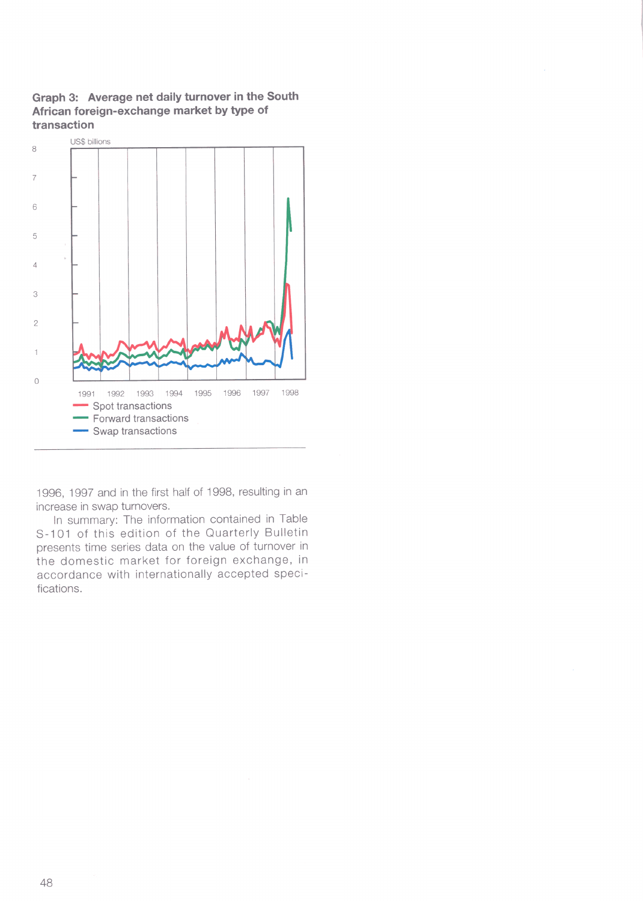**Graph 3: Average net daily turnover in the South African foreign-exchange market by type of transaction**

US$ billions

8
7
6
5
4
3
2
1
0

1991 1992 1993 1994 1995 1996 1997 1998

Spot transactions
Forward transactions
Swap transactions

1996, 1997 and in the first half of 1998, resulting in an increase in swap turnovers.

In summary: The information contained in Table S-101 of this edition of the Quarterly Bulletin presents time series data on the value of turnover in the domestic market for foreign exchange, in accordance with internationally accepted specifications.